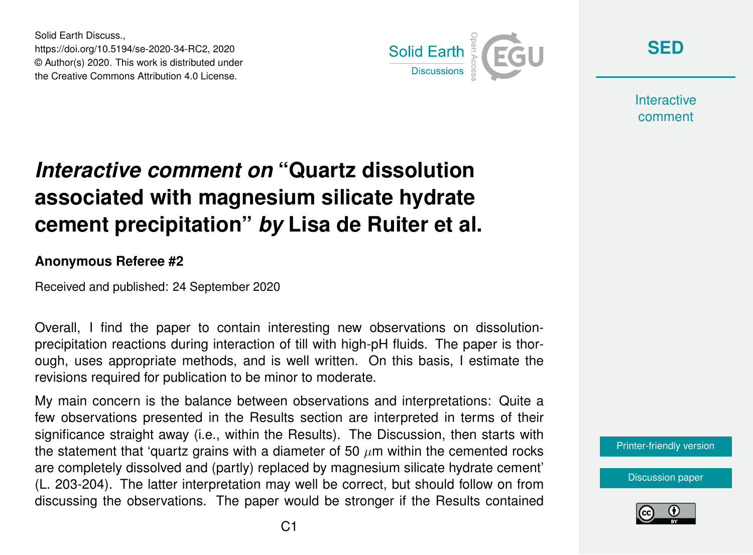Solid Earth Discuss.,
https://doi.org/10.5194/se-2020-34-RC2, 2020
© Author(s) 2020. This work is distributed under
the Creative Commons Attribution 4.0 License.

# *Interactive comment on* "Quartz dissolution associated with magnesium silicate hydrate cement precipitation" *by* Lisa de Ruiter et al.

### Anonymous Referee #2

Received and published: 24 September 2020

Overall, I find the paper to contain interesting new observations on dissolution-precipitation reactions during interaction of till with high-pH fluids. The paper is thorough, uses appropriate methods, and is well written. On this basis, I estimate the revisions required for publication to be minor to moderate.

My main concern is the balance between observations and interpretations: Quite a few observations presented in the Results section are interpreted in terms of their significance straight away (i.e., within the Results). The Discussion, then starts with the statement that 'quartz grains with a diameter of 50 $\mu$m within the cemented rocks are completely dissolved and (partly) replaced by magnesium silicate hydrate cement' (L. 203-204). The latter interpretation may well be correct, but should follow on from discussing the observations. The paper would be stronger if the Results contained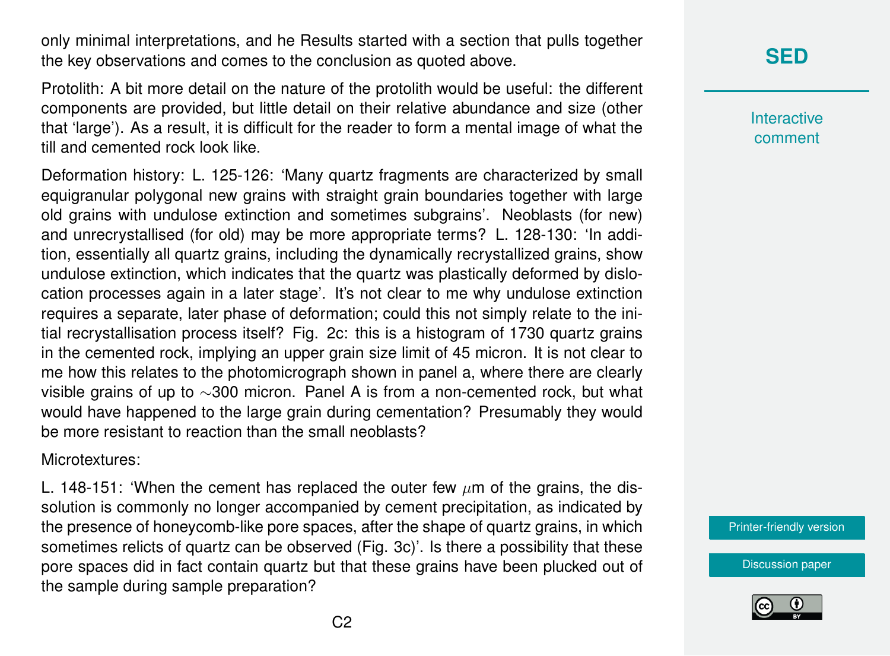only minimal interpretations, and he Results started with a section that pulls together the key observations and comes to the conclusion as quoted above.

Protolith: A bit more detail on the nature of the protolith would be useful: the different components are provided, but little detail on their relative abundance and size (other that 'large'). As a result, it is difficult for the reader to form a mental image of what the till and cemented rock look like.

Deformation history: L. 125-126: 'Many quartz fragments are characterized by small equigranular polygonal new grains with straight grain boundaries together with large old grains with undulose extinction and sometimes subgrains'. Neoblasts (for new) and unrecrystallised (for old) may be more appropriate terms? L. 128-130: 'In addition, essentially all quartz grains, including the dynamically recrystallized grains, show undulose extinction, which indicates that the quartz was plastically deformed by dislocation processes again in a later stage'. It's not clear to me why undulose extinction requires a separate, later phase of deformation; could this not simply relate to the initial recrystallisation process itself? Fig. 2c: this is a histogram of 1730 quartz grains in the cemented rock, implying an upper grain size limit of 45 micron. It is not clear to me how this relates to the photomicrograph shown in panel a, where there are clearly visible grains of up to ~300 micron. Panel A is from a non-cemented rock, but what would have happened to the large grain during cementation? Presumably they would be more resistant to reaction than the small neoblasts?

Microtextures:

L. 148-151: 'When the cement has replaced the outer few $\mu$m of the grains, the dissolution is commonly no longer accompanied by cement precipitation, as indicated by the presence of honeycomb-like pore spaces, after the shape of quartz grains, in which sometimes relicts of quartz can be observed (Fig. 3c)'. Is there a possibility that these pore spaces did in fact contain quartz but that these grains have been plucked out of the sample during sample preparation?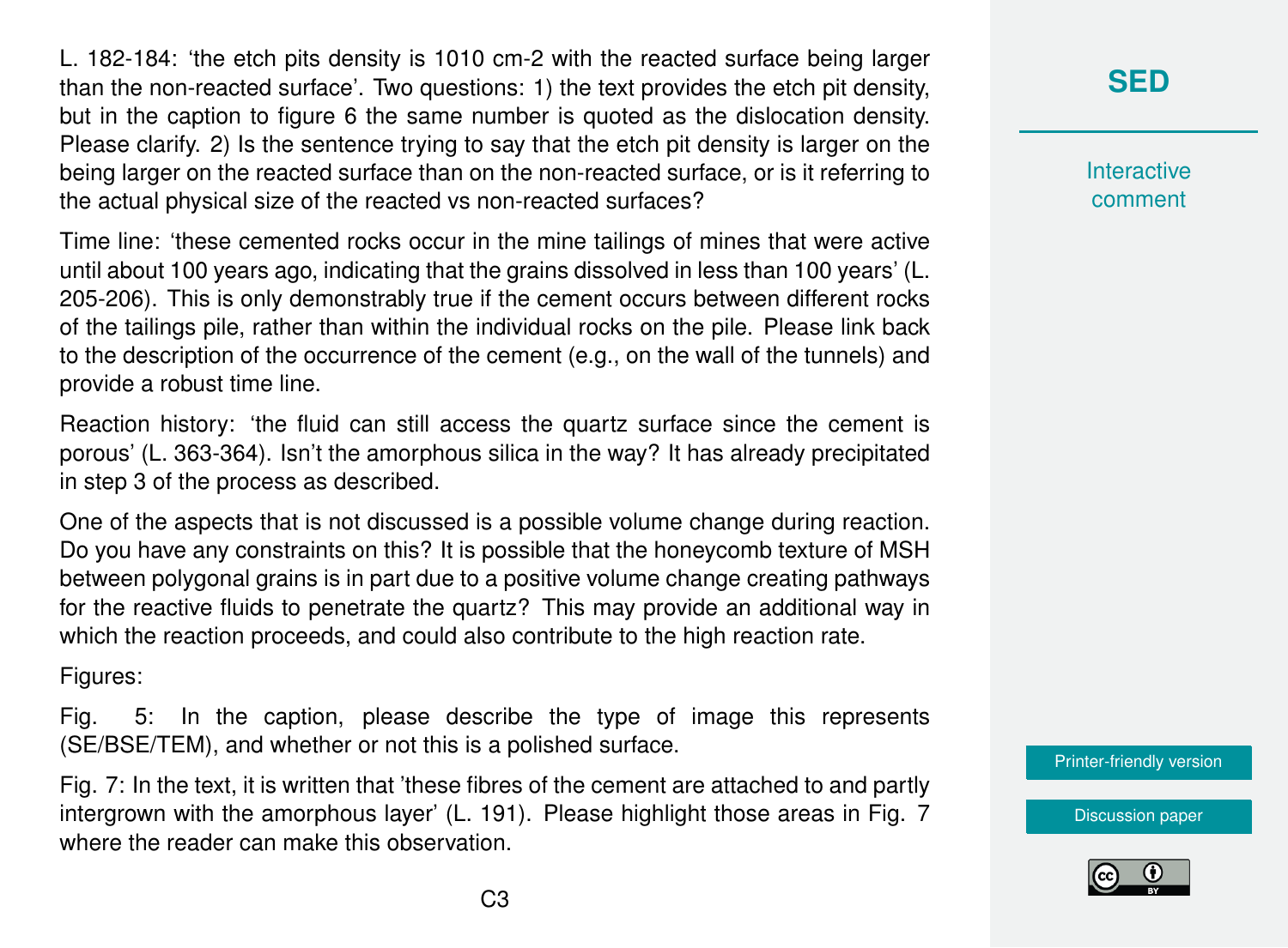L. 182-184: 'the etch pits density is 1010 cm-2 with the reacted surface being larger than the non-reacted surface'. Two questions: 1) the text provides the etch pit density, but in the caption to figure 6 the same number is quoted as the dislocation density. Please clarify. 2) Is the sentence trying to say that the etch pit density is larger on the being larger on the reacted surface than on the non-reacted surface, or is it referring to the actual physical size of the reacted vs non-reacted surfaces?

Time line: 'these cemented rocks occur in the mine tailings of mines that were active until about 100 years ago, indicating that the grains dissolved in less than 100 years' (L. 205-206). This is only demonstrably true if the cement occurs between different rocks of the tailings pile, rather than within the individual rocks on the pile. Please link back to the description of the occurrence of the cement (e.g., on the wall of the tunnels) and provide a robust time line.

Reaction history: 'the fluid can still access the quartz surface since the cement is porous' (L. 363-364). Isn't the amorphous silica in the way? It has already precipitated in step 3 of the process as described.

One of the aspects that is not discussed is a possible volume change during reaction. Do you have any constraints on this? It is possible that the honeycomb texture of MSH between polygonal grains is in part due to a positive volume change creating pathways for the reactive fluids to penetrate the quartz? This may provide an additional way in which the reaction proceeds, and could also contribute to the high reaction rate.

Figures:

Fig. 5: In the caption, please describe the type of image this represents (SE/BSE/TEM), and whether or not this is a polished surface.

Fig. 7: In the text, it is written that 'these fibres of the cement are attached to and partly intergrown with the amorphous layer' (L. 191). Please highlight those areas in Fig. 7 where the reader can make this observation.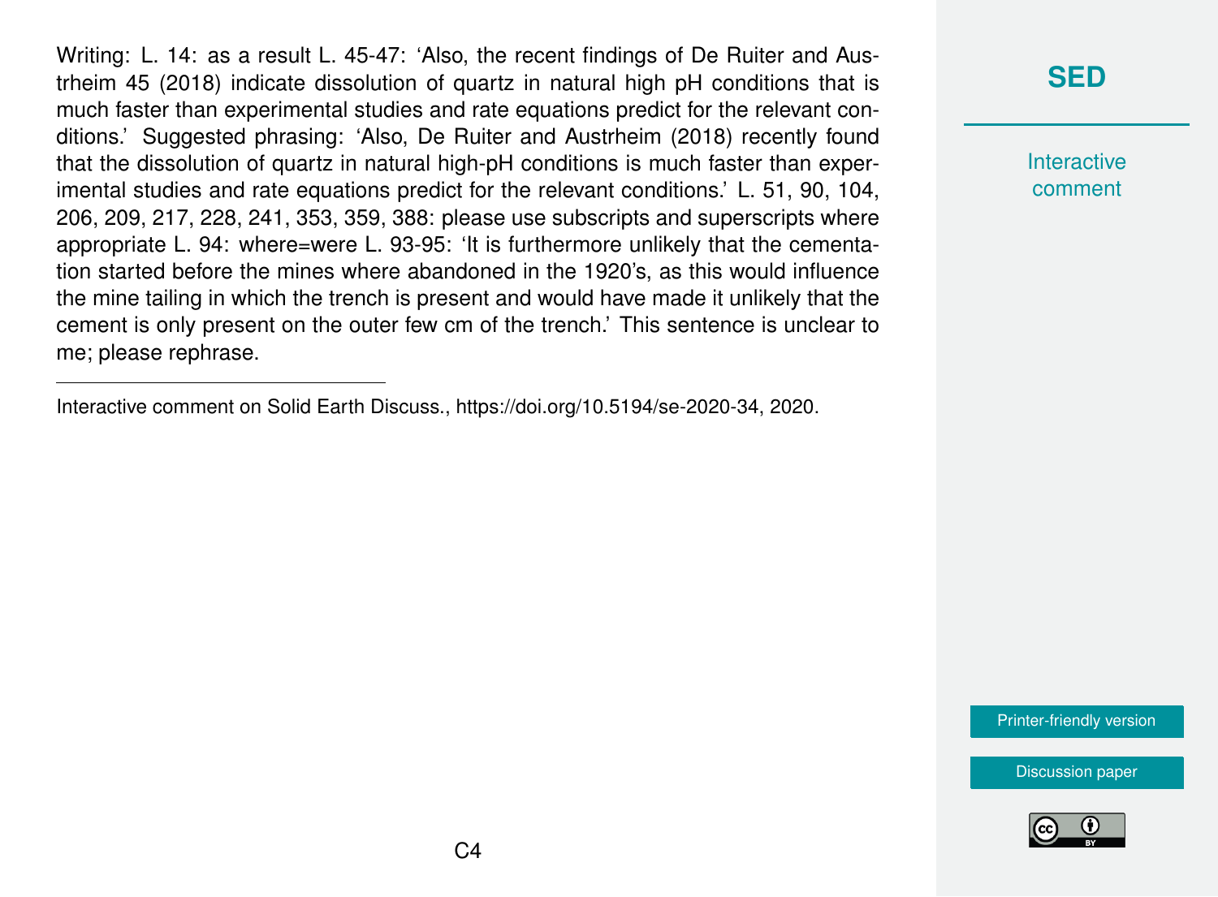Writing: L. 14: as a result L. 45-47: 'Also, the recent findings of De Ruiter and Austrheim 45 (2018) indicate dissolution of quartz in natural high pH conditions that is much faster than experimental studies and rate equations predict for the relevant conditions.' Suggested phrasing: 'Also, De Ruiter and Austrheim (2018) recently found that the dissolution of quartz in natural high-pH conditions is much faster than experimental studies and rate equations predict for the relevant conditions.' L. 51, 90, 104, 206, 209, 217, 228, 241, 353, 359, 388: please use subscripts and superscripts where appropriate L. 94: where=were L. 93-95: 'It is furthermore unlikely that the cementation started before the mines where abandoned in the 1920's, as this would influence the mine tailing in which the trench is present and would have made it unlikely that the cement is only present on the outer few cm of the trench.' This sentence is unclear to me; please rephrase.

---

Interactive comment on Solid Earth Discuss., https://doi.org/10.5194/se-2020-34, 2020.